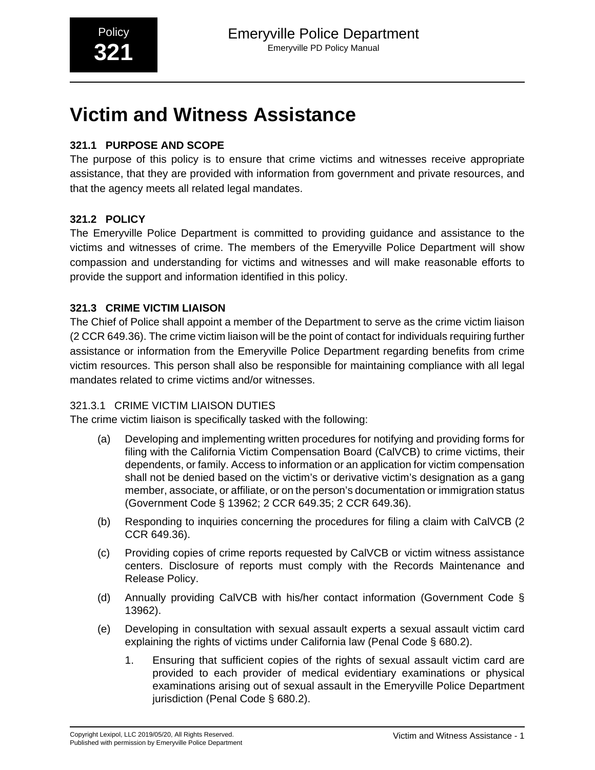# Victim and Witness Assistance

## 321.1 PURPOSE AND SCOPE

The purpose of this policy is to ensure that crime victims and witnesses receive appropriate assistance, that they are provided with information from government and private resources, and that the agency meets all related legal mandates.

## 321.2 POLICY

The Emeryville Police Department is committed to providing guidance and assistance to the victims and witnesses of crime. The members of the Emeryville Police Department will show compassion and understanding for victims and witnesses and will make reasonable efforts to provide the support and information identified in this policy.

## 321.3 CRIME VICTIM LIAISON

The Chief of Police shall appoint a member of the Department to serve as the crime victim liaison (2 CCR 649.36). The crime victim liaison will be the point of contact for individuals requiring further assistance or information from the Emeryville Police Department regarding benefits from crime victim resources. This person shall also be responsible for maintaining compliance with all legal mandates related to crime victims and/or witnesses.

### 321.3.1 CRIME VICTIM LIAISON DUTIES

The crime victim liaison is specifically tasked with the following:

(a) Developing and implementing written procedures for notifying and providing forms for filing with the California Victim Compensation Board (CalVCB) to crime victims, their dependents, or family. Access to information or an application for victim compensation shall not be denied based on the victim's or derivative victim's designation as a gang member, associate, or affiliate, or on the person's documentation or immigration status (Government Code § 13962; 2 CCR 649.35; 2 CCR 649.36).

(b) Responding to inquiries concerning the procedures for filing a claim with CalVCB (2 CCR 649.36).

(c) Providing copies of crime reports requested by CalVCB or victim witness assistance centers. Disclosure of reports must comply with the Records Maintenance and Release Policy.

(d) Annually providing CalVCB with his/her contact information (Government Code § 13962).

(e) Developing in consultation with sexual assault experts a sexual assault victim card explaining the rights of victims under California law (Penal Code § 680.2).

1. Ensuring that sufficient copies of the rights of sexual assault victim card are provided to each provider of medical evidentiary examinations or physical examinations arising out of sexual assault in the Emeryville Police Department jurisdiction (Penal Code § 680.2).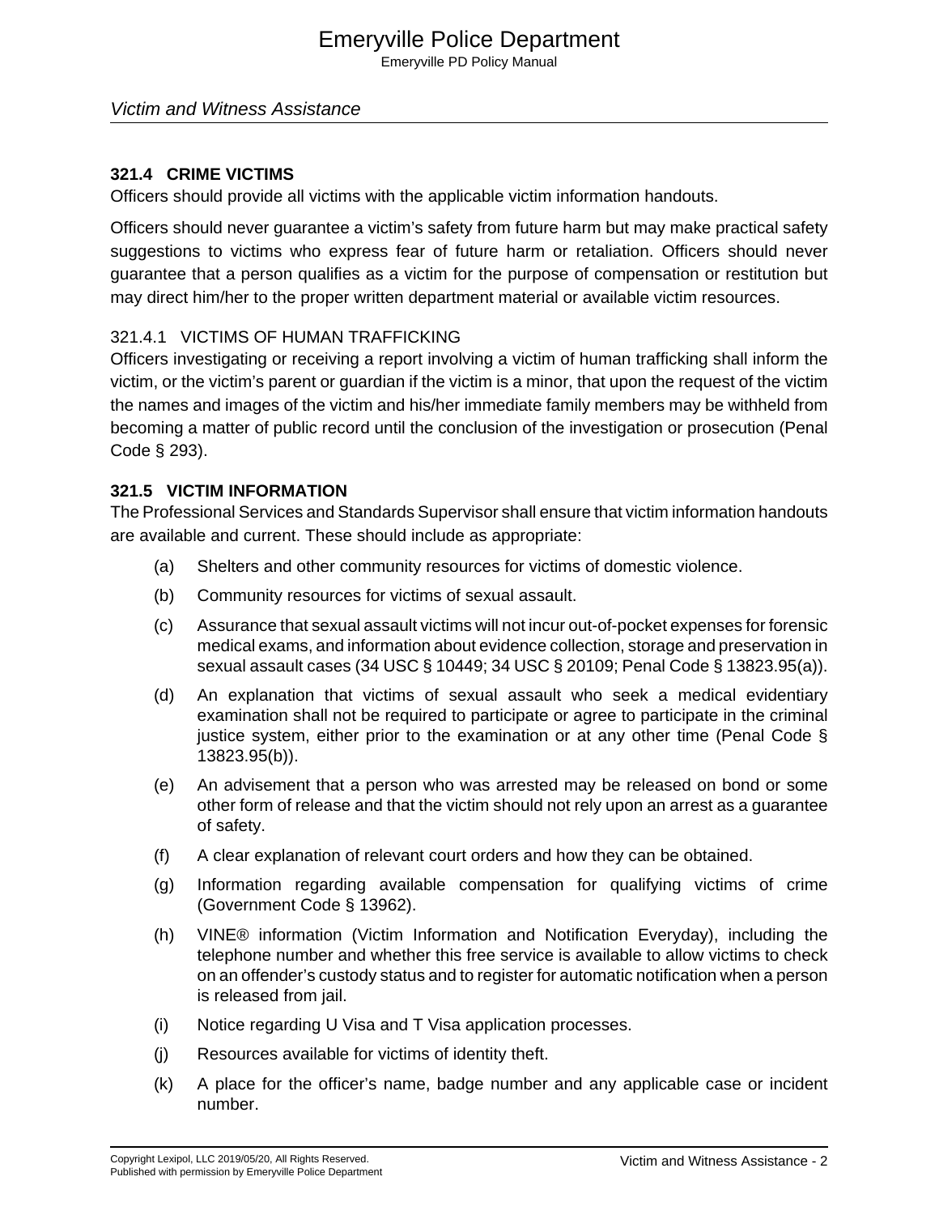### 321.4 CRIME VICTIMS

Officers should provide all victims with the applicable victim information handouts.

Officers should never guarantee a victim's safety from future harm but may make practical safety suggestions to victims who express fear of future harm or retaliation. Officers should never guarantee that a person qualifies as a victim for the purpose of compensation or restitution but may direct him/her to the proper written department material or available victim resources.

#### 321.4.1 VICTIMS OF HUMAN TRAFFICKING

Officers investigating or receiving a report involving a victim of human trafficking shall inform the victim, or the victim's parent or guardian if the victim is a minor, that upon the request of the victim the names and images of the victim and his/her immediate family members may be withheld from becoming a matter of public record until the conclusion of the investigation or prosecution (Penal Code § 293).

### 321.5 VICTIM INFORMATION

The Professional Services and Standards Supervisor shall ensure that victim information handouts are available and current. These should include as appropriate:

(a) Shelters and other community resources for victims of domestic violence.

(b) Community resources for victims of sexual assault.

(c) Assurance that sexual assault victims will not incur out-of-pocket expenses for forensic medical exams, and information about evidence collection, storage and preservation in sexual assault cases (34 USC § 10449; 34 USC § 20109; Penal Code § 13823.95(a)).

(d) An explanation that victims of sexual assault who seek a medical evidentiary examination shall not be required to participate or agree to participate in the criminal justice system, either prior to the examination or at any other time (Penal Code § 13823.95(b)).

(e) An advisement that a person who was arrested may be released on bond or some other form of release and that the victim should not rely upon an arrest as a guarantee of safety.

(f) A clear explanation of relevant court orders and how they can be obtained.

(g) Information regarding available compensation for qualifying victims of crime (Government Code § 13962).

(h) VINE® information (Victim Information and Notification Everyday), including the telephone number and whether this free service is available to allow victims to check on an offender's custody status and to register for automatic notification when a person is released from jail.

(i) Notice regarding U Visa and T Visa application processes.

(j) Resources available for victims of identity theft.

(k) A place for the officer's name, badge number and any applicable case or incident number.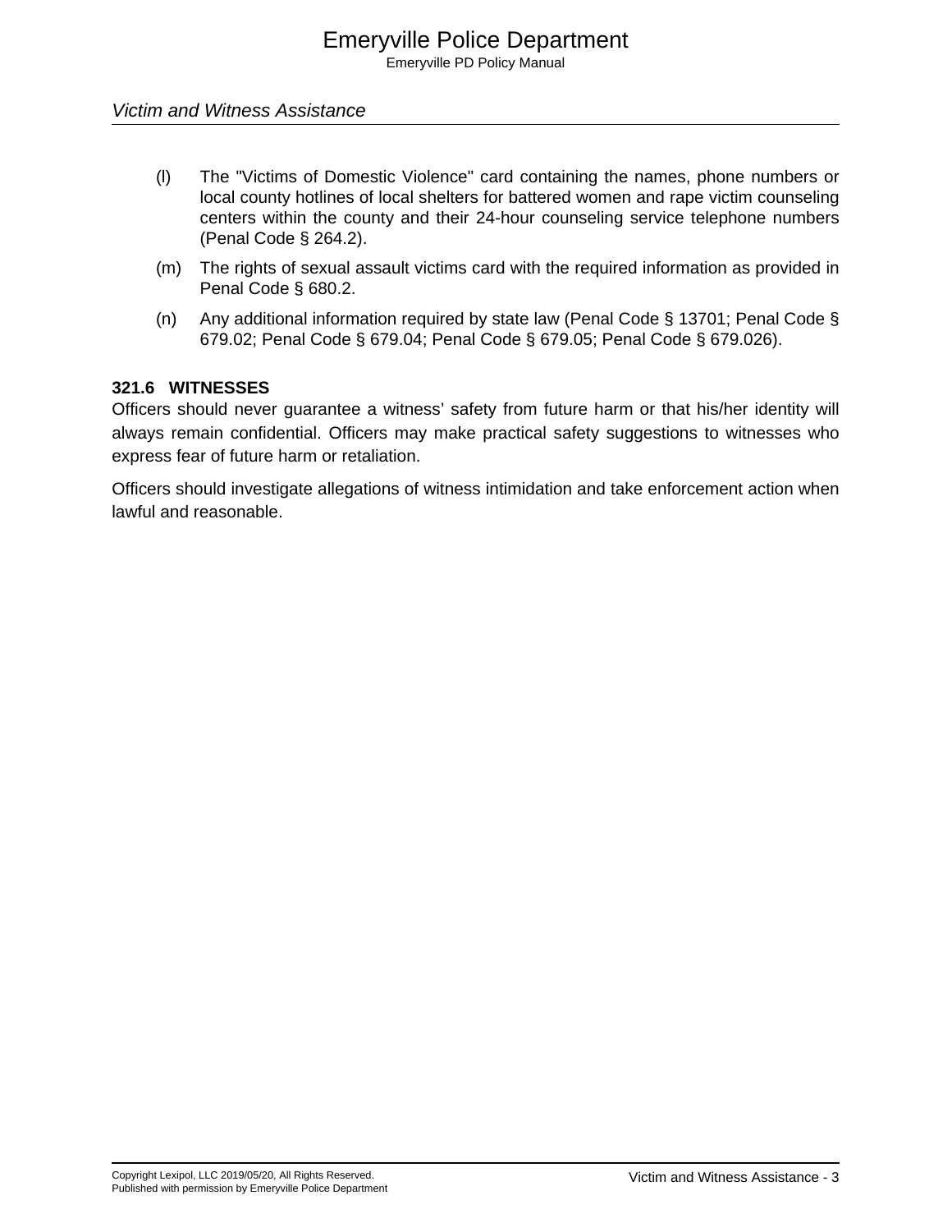(l) The "Victims of Domestic Violence" card containing the names, phone numbers or local county hotlines of local shelters for battered women and rape victim counseling centers within the county and their 24-hour counseling service telephone numbers (Penal Code § 264.2).

(m) The rights of sexual assault victims card with the required information as provided in Penal Code § 680.2.

(n) Any additional information required by state law (Penal Code § 13701; Penal Code § 679.02; Penal Code § 679.04; Penal Code § 679.05; Penal Code § 679.026).

### 321.6 WITNESSES

Officers should never guarantee a witness' safety from future harm or that his/her identity will always remain confidential. Officers may make practical safety suggestions to witnesses who express fear of future harm or retaliation.

Officers should investigate allegations of witness intimidation and take enforcement action when lawful and reasonable.